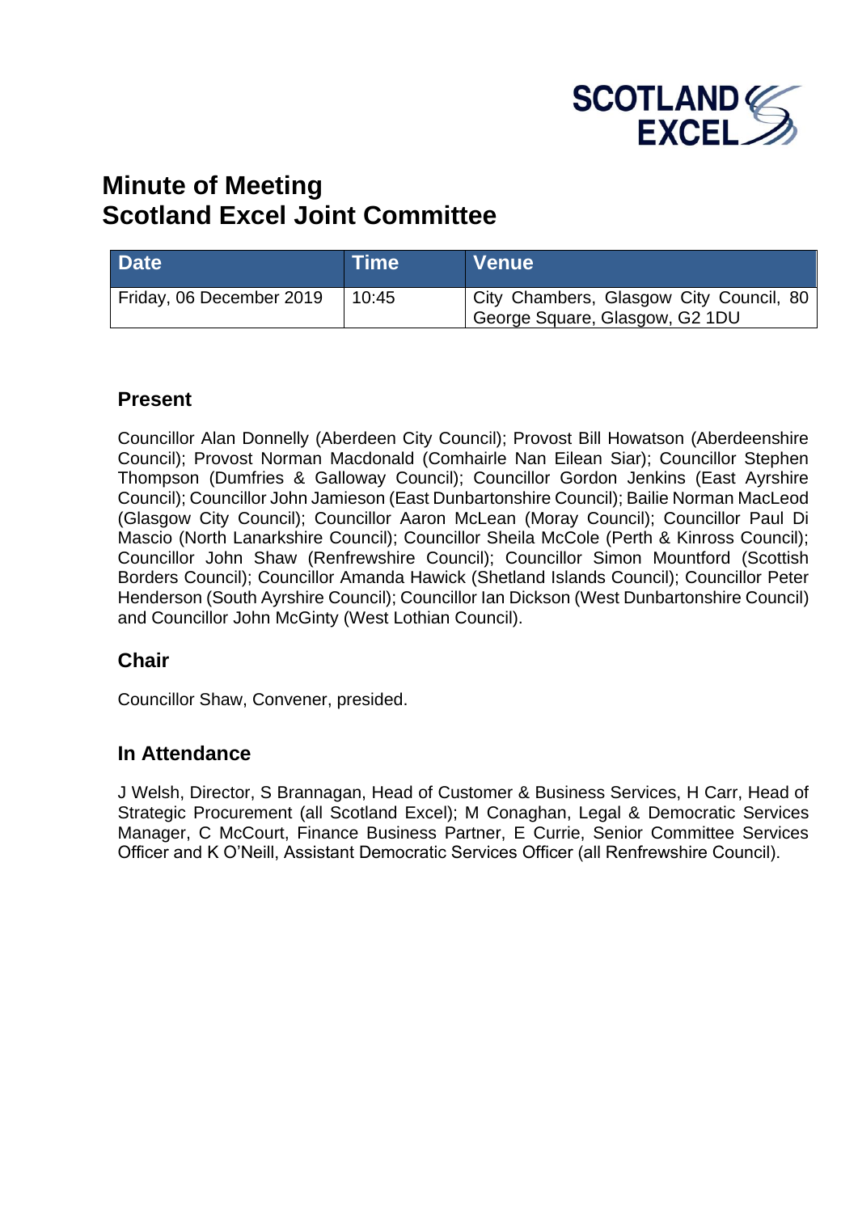# Minute of Meeting
# Scotland Excel Joint Committee

| Date | Time | Venue |
|---|---|---|
| Friday, 06 December 2019 | 10:45 | City Chambers, Glasgow City Council, 80 George Square, Glasgow, G2 1DU |

## Present

Councillor Alan Donnelly (Aberdeen City Council); Provost Bill Howatson (Aberdeenshire Council); Provost Norman Macdonald (Comhairle Nan Eilean Siar); Councillor Stephen Thompson (Dumfries & Galloway Council); Councillor Gordon Jenkins (East Ayrshire Council); Councillor John Jamieson (East Dunbartonshire Council); Bailie Norman MacLeod (Glasgow City Council); Councillor Aaron McLean (Moray Council); Councillor Paul Di Mascio (North Lanarkshire Council); Councillor Sheila McCole (Perth & Kinross Council); Councillor John Shaw (Renfrewshire Council); Councillor Simon Mountford (Scottish Borders Council); Councillor Amanda Hawick (Shetland Islands Council); Councillor Peter Henderson (South Ayrshire Council); Councillor Ian Dickson (West Dunbartonshire Council) and Councillor John McGinty (West Lothian Council).

## Chair

Councillor Shaw, Convener, presided.

## In Attendance

J Welsh, Director, S Brannagan, Head of Customer & Business Services, H Carr, Head of Strategic Procurement (all Scotland Excel); M Conaghan, Legal & Democratic Services Manager, C McCourt, Finance Business Partner, E Currie, Senior Committee Services Officer and K O'Neill, Assistant Democratic Services Officer (all Renfrewshire Council).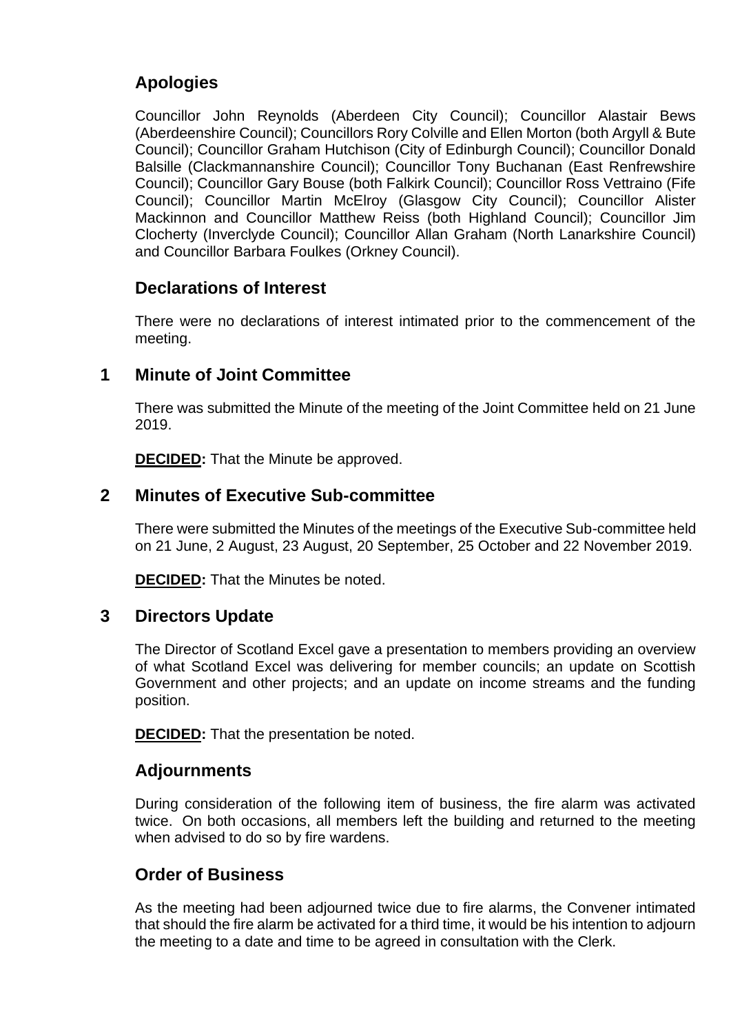## Apologies

Councillor John Reynolds (Aberdeen City Council); Councillor Alastair Bews (Aberdeenshire Council); Councillors Rory Colville and Ellen Morton (both Argyll & Bute Council); Councillor Graham Hutchison (City of Edinburgh Council); Councillor Donald Balsille (Clackmannanshire Council); Councillor Tony Buchanan (East Renfrewshire Council); Councillor Gary Bouse (both Falkirk Council); Councillor Ross Vettraino (Fife Council); Councillor Martin McElroy (Glasgow City Council); Councillor Alister Mackinnon and Councillor Matthew Reiss (both Highland Council); Councillor Jim Clocherty (Inverclyde Council); Councillor Allan Graham (North Lanarkshire Council) and Councillor Barbara Foulkes (Orkney Council).

## Declarations of Interest

There were no declarations of interest intimated prior to the commencement of the meeting.

## 1 Minute of Joint Committee

There was submitted the Minute of the meeting of the Joint Committee held on 21 June 2019.

**DECIDED:** That the Minute be approved.

## 2 Minutes of Executive Sub-committee

There were submitted the Minutes of the meetings of the Executive Sub-committee held on 21 June, 2 August, 23 August, 20 September, 25 October and 22 November 2019.

**DECIDED:** That the Minutes be noted.

## 3 Directors Update

The Director of Scotland Excel gave a presentation to members providing an overview of what Scotland Excel was delivering for member councils; an update on Scottish Government and other projects; and an update on income streams and the funding position.

**DECIDED:** That the presentation be noted.

## Adjournments

During consideration of the following item of business, the fire alarm was activated twice. On both occasions, all members left the building and returned to the meeting when advised to do so by fire wardens.

## Order of Business

As the meeting had been adjourned twice due to fire alarms, the Convener intimated that should the fire alarm be activated for a third time, it would be his intention to adjourn the meeting to a date and time to be agreed in consultation with the Clerk.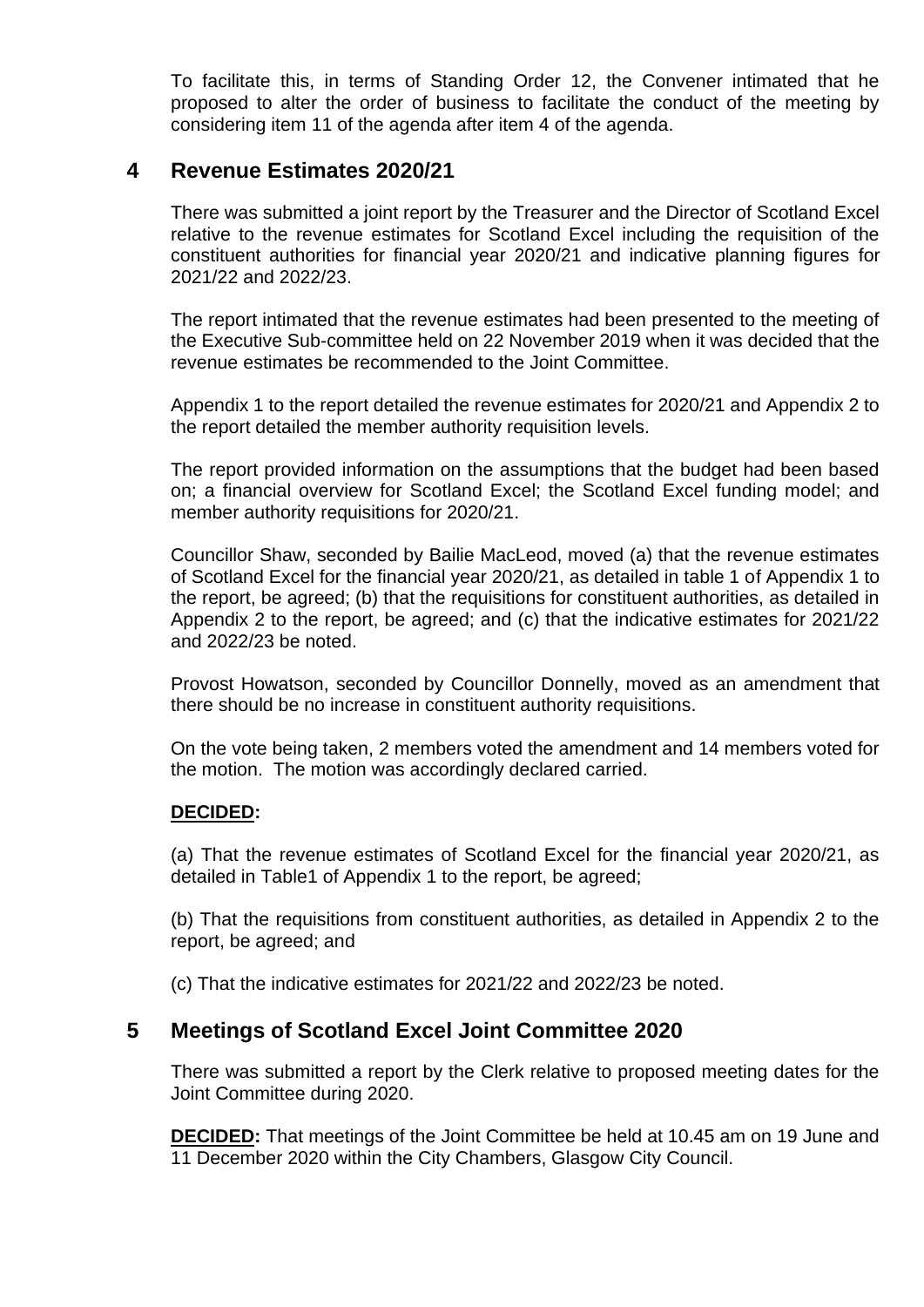To facilitate this, in terms of Standing Order 12, the Convener intimated that he proposed to alter the order of business to facilitate the conduct of the meeting by considering item 11 of the agenda after item 4 of the agenda.

## 4 Revenue Estimates 2020/21

There was submitted a joint report by the Treasurer and the Director of Scotland Excel relative to the revenue estimates for Scotland Excel including the requisition of the constituent authorities for financial year 2020/21 and indicative planning figures for 2021/22 and 2022/23.

The report intimated that the revenue estimates had been presented to the meeting of the Executive Sub-committee held on 22 November 2019 when it was decided that the revenue estimates be recommended to the Joint Committee.

Appendix 1 to the report detailed the revenue estimates for 2020/21 and Appendix 2 to the report detailed the member authority requisition levels.

The report provided information on the assumptions that the budget had been based on; a financial overview for Scotland Excel; the Scotland Excel funding model; and member authority requisitions for 2020/21.

Councillor Shaw, seconded by Bailie MacLeod, moved (a) that the revenue estimates of Scotland Excel for the financial year 2020/21, as detailed in table 1 of Appendix 1 to the report, be agreed; (b) that the requisitions for constituent authorities, as detailed in Appendix 2 to the report, be agreed; and (c) that the indicative estimates for 2021/22 and 2022/23 be noted.

Provost Howatson, seconded by Councillor Donnelly, moved as an amendment that there should be no increase in constituent authority requisitions.

On the vote being taken, 2 members voted the amendment and 14 members voted for the motion. The motion was accordingly declared carried.

**DECIDED:**

(a) That the revenue estimates of Scotland Excel for the financial year 2020/21, as detailed in Table1 of Appendix 1 to the report, be agreed;

(b) That the requisitions from constituent authorities, as detailed in Appendix 2 to the report, be agreed; and

(c) That the indicative estimates for 2021/22 and 2022/23 be noted.

## 5 Meetings of Scotland Excel Joint Committee 2020

There was submitted a report by the Clerk relative to proposed meeting dates for the Joint Committee during 2020.

**DECIDED:** That meetings of the Joint Committee be held at 10.45 am on 19 June and 11 December 2020 within the City Chambers, Glasgow City Council.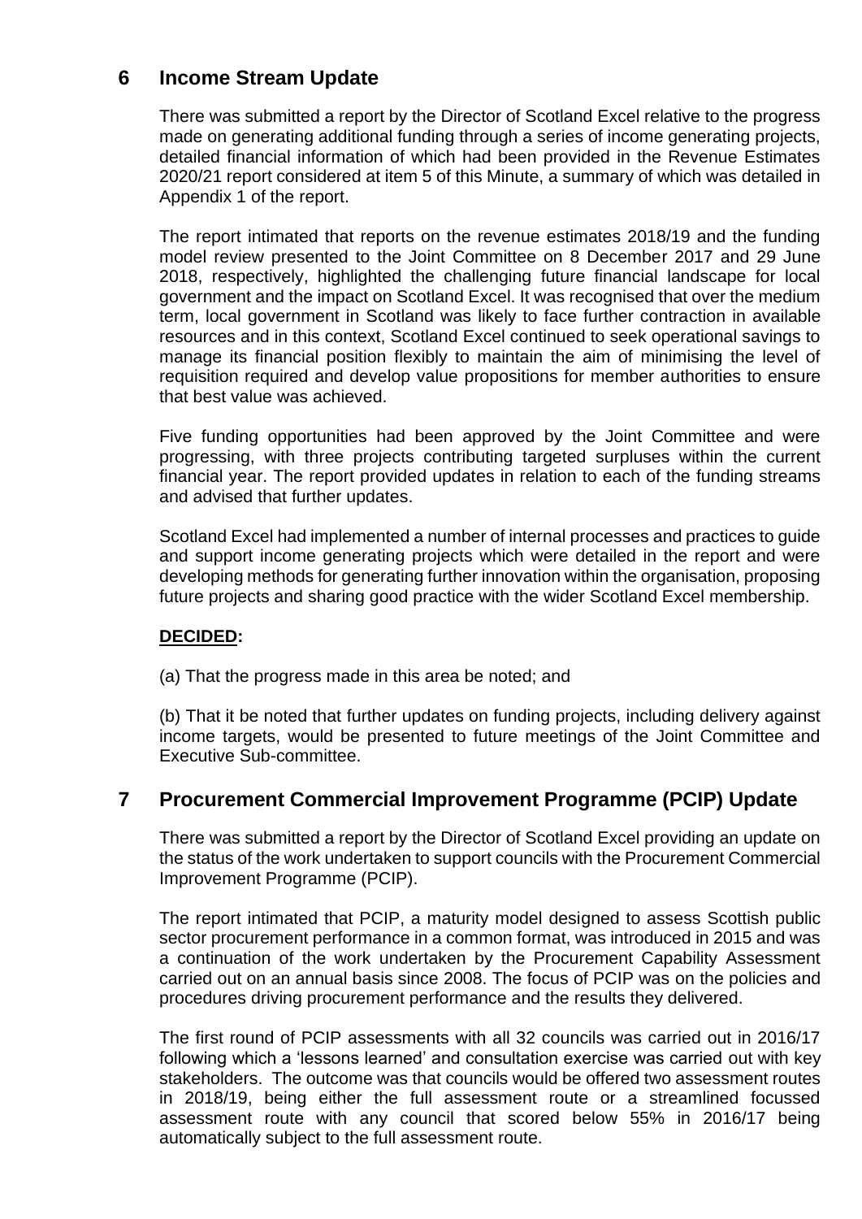## 6 Income Stream Update

There was submitted a report by the Director of Scotland Excel relative to the progress made on generating additional funding through a series of income generating projects, detailed financial information of which had been provided in the Revenue Estimates 2020/21 report considered at item 5 of this Minute, a summary of which was detailed in Appendix 1 of the report.

The report intimated that reports on the revenue estimates 2018/19 and the funding model review presented to the Joint Committee on 8 December 2017 and 29 June 2018, respectively, highlighted the challenging future financial landscape for local government and the impact on Scotland Excel. It was recognised that over the medium term, local government in Scotland was likely to face further contraction in available resources and in this context, Scotland Excel continued to seek operational savings to manage its financial position flexibly to maintain the aim of minimising the level of requisition required and develop value propositions for member authorities to ensure that best value was achieved.

Five funding opportunities had been approved by the Joint Committee and were progressing, with three projects contributing targeted surpluses within the current financial year. The report provided updates in relation to each of the funding streams and advised that further updates.

Scotland Excel had implemented a number of internal processes and practices to guide and support income generating projects which were detailed in the report and were developing methods for generating further innovation within the organisation, proposing future projects and sharing good practice with the wider Scotland Excel membership.

**DECIDED:**

(a) That the progress made in this area be noted; and

(b) That it be noted that further updates on funding projects, including delivery against income targets, would be presented to future meetings of the Joint Committee and Executive Sub-committee.

## 7 Procurement Commercial Improvement Programme (PCIP) Update

There was submitted a report by the Director of Scotland Excel providing an update on the status of the work undertaken to support councils with the Procurement Commercial Improvement Programme (PCIP).

The report intimated that PCIP, a maturity model designed to assess Scottish public sector procurement performance in a common format, was introduced in 2015 and was a continuation of the work undertaken by the Procurement Capability Assessment carried out on an annual basis since 2008. The focus of PCIP was on the policies and procedures driving procurement performance and the results they delivered.

The first round of PCIP assessments with all 32 councils was carried out in 2016/17 following which a 'lessons learned' and consultation exercise was carried out with key stakeholders. The outcome was that councils would be offered two assessment routes in 2018/19, being either the full assessment route or a streamlined focussed assessment route with any council that scored below 55% in 2016/17 being automatically subject to the full assessment route.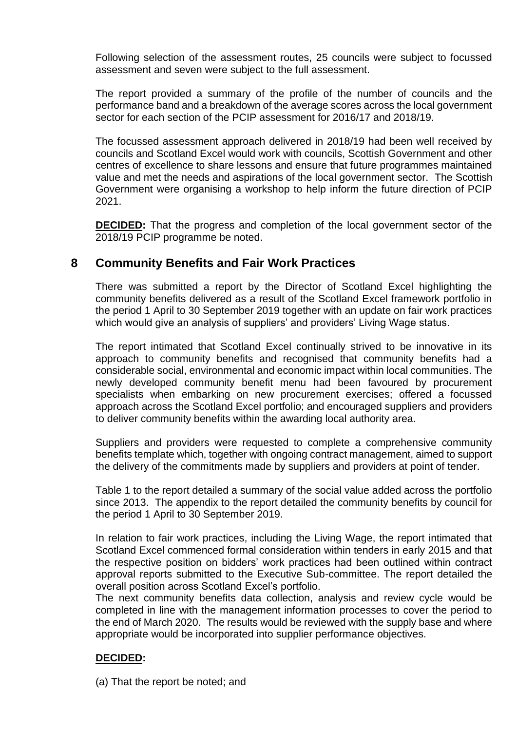Following selection of the assessment routes, 25 councils were subject to focussed assessment and seven were subject to the full assessment.

The report provided a summary of the profile of the number of councils and the performance band and a breakdown of the average scores across the local government sector for each section of the PCIP assessment for 2016/17 and 2018/19.

The focussed assessment approach delivered in 2018/19 had been well received by councils and Scotland Excel would work with councils, Scottish Government and other centres of excellence to share lessons and ensure that future programmes maintained value and met the needs and aspirations of the local government sector. The Scottish Government were organising a workshop to help inform the future direction of PCIP 2021.

**DECIDED:** That the progress and completion of the local government sector of the 2018/19 PCIP programme be noted.

## 8 Community Benefits and Fair Work Practices

There was submitted a report by the Director of Scotland Excel highlighting the community benefits delivered as a result of the Scotland Excel framework portfolio in the period 1 April to 30 September 2019 together with an update on fair work practices which would give an analysis of suppliers' and providers' Living Wage status.

The report intimated that Scotland Excel continually strived to be innovative in its approach to community benefits and recognised that community benefits had a considerable social, environmental and economic impact within local communities. The newly developed community benefit menu had been favoured by procurement specialists when embarking on new procurement exercises; offered a focussed approach across the Scotland Excel portfolio; and encouraged suppliers and providers to deliver community benefits within the awarding local authority area.

Suppliers and providers were requested to complete a comprehensive community benefits template which, together with ongoing contract management, aimed to support the delivery of the commitments made by suppliers and providers at point of tender.

Table 1 to the report detailed a summary of the social value added across the portfolio since 2013. The appendix to the report detailed the community benefits by council for the period 1 April to 30 September 2019.

In relation to fair work practices, including the Living Wage, the report intimated that Scotland Excel commenced formal consideration within tenders in early 2015 and that the respective position on bidders' work practices had been outlined within contract approval reports submitted to the Executive Sub-committee. The report detailed the overall position across Scotland Excel's portfolio.

The next community benefits data collection, analysis and review cycle would be completed in line with the management information processes to cover the period to the end of March 2020. The results would be reviewed with the supply base and where appropriate would be incorporated into supplier performance objectives.

**DECIDED:**

(a) That the report be noted; and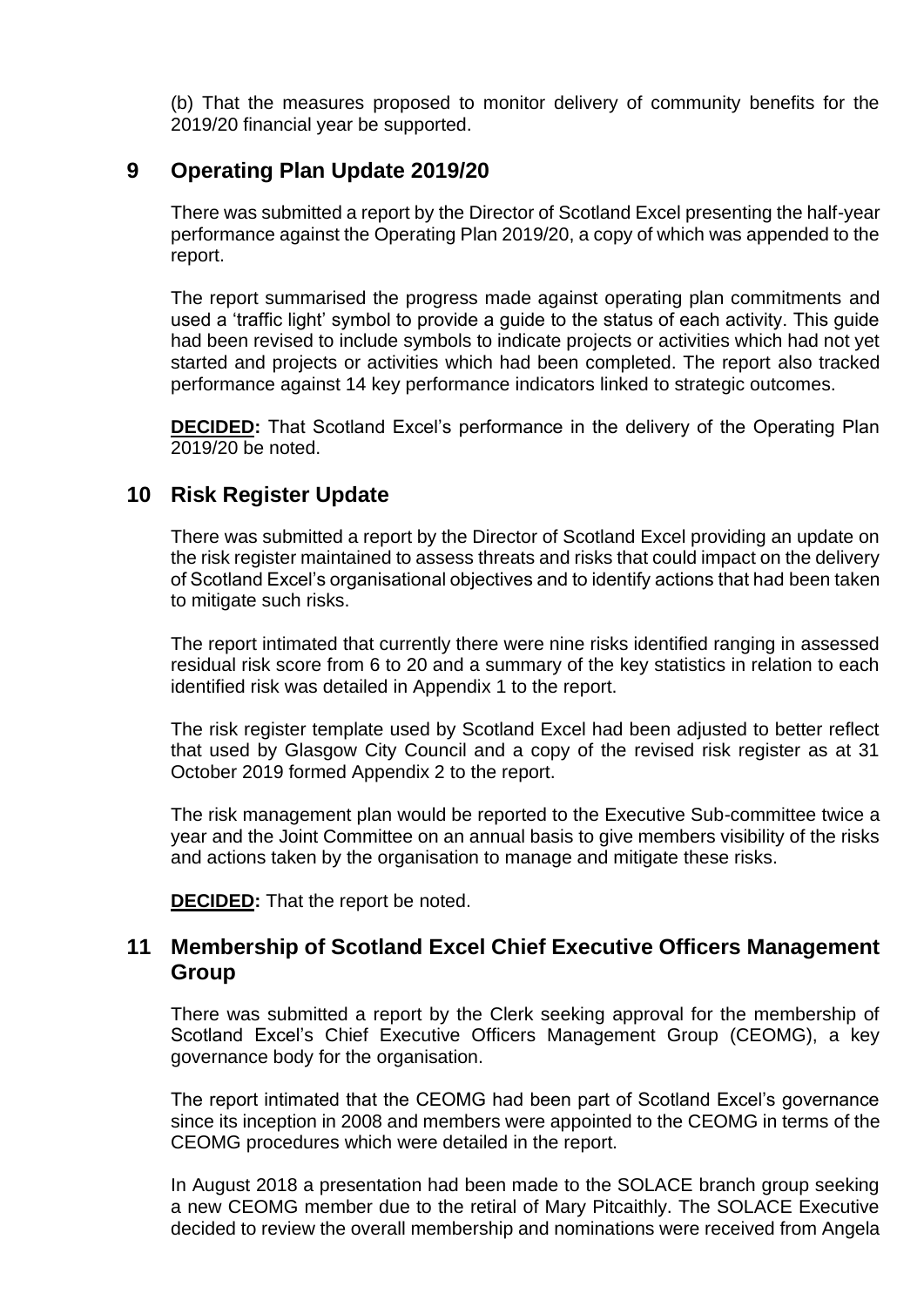(b) That the measures proposed to monitor delivery of community benefits for the 2019/20 financial year be supported.

## 9 Operating Plan Update 2019/20

There was submitted a report by the Director of Scotland Excel presenting the half-year performance against the Operating Plan 2019/20, a copy of which was appended to the report.

The report summarised the progress made against operating plan commitments and used a 'traffic light' symbol to provide a guide to the status of each activity. This guide had been revised to include symbols to indicate projects or activities which had not yet started and projects or activities which had been completed. The report also tracked performance against 14 key performance indicators linked to strategic outcomes.

**DECIDED:** That Scotland Excel's performance in the delivery of the Operating Plan 2019/20 be noted.

## 10 Risk Register Update

There was submitted a report by the Director of Scotland Excel providing an update on the risk register maintained to assess threats and risks that could impact on the delivery of Scotland Excel's organisational objectives and to identify actions that had been taken to mitigate such risks.

The report intimated that currently there were nine risks identified ranging in assessed residual risk score from 6 to 20 and a summary of the key statistics in relation to each identified risk was detailed in Appendix 1 to the report.

The risk register template used by Scotland Excel had been adjusted to better reflect that used by Glasgow City Council and a copy of the revised risk register as at 31 October 2019 formed Appendix 2 to the report.

The risk management plan would be reported to the Executive Sub-committee twice a year and the Joint Committee on an annual basis to give members visibility of the risks and actions taken by the organisation to manage and mitigate these risks.

**DECIDED:** That the report be noted.

## 11 Membership of Scotland Excel Chief Executive Officers Management Group

There was submitted a report by the Clerk seeking approval for the membership of Scotland Excel's Chief Executive Officers Management Group (CEOMG), a key governance body for the organisation.

The report intimated that the CEOMG had been part of Scotland Excel's governance since its inception in 2008 and members were appointed to the CEOMG in terms of the CEOMG procedures which were detailed in the report.

In August 2018 a presentation had been made to the SOLACE branch group seeking a new CEOMG member due to the retiral of Mary Pitcaithly. The SOLACE Executive decided to review the overall membership and nominations were received from Angela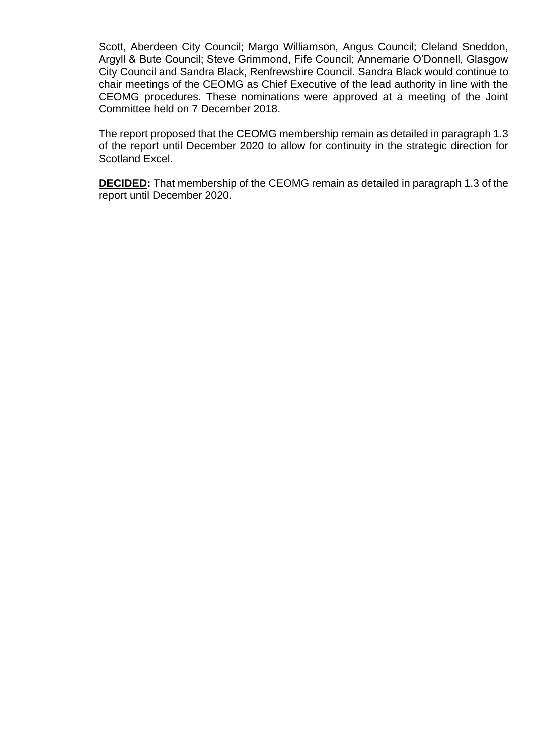Scott, Aberdeen City Council; Margo Williamson, Angus Council; Cleland Sneddon, Argyll & Bute Council; Steve Grimmond, Fife Council; Annemarie O'Donnell, Glasgow City Council and Sandra Black, Renfrewshire Council. Sandra Black would continue to chair meetings of the CEOMG as Chief Executive of the lead authority in line with the CEOMG procedures. These nominations were approved at a meeting of the Joint Committee held on 7 December 2018.

The report proposed that the CEOMG membership remain as detailed in paragraph 1.3 of the report until December 2020 to allow for continuity in the strategic direction for Scotland Excel.

**DECIDED:** That membership of the CEOMG remain as detailed in paragraph 1.3 of the report until December 2020.